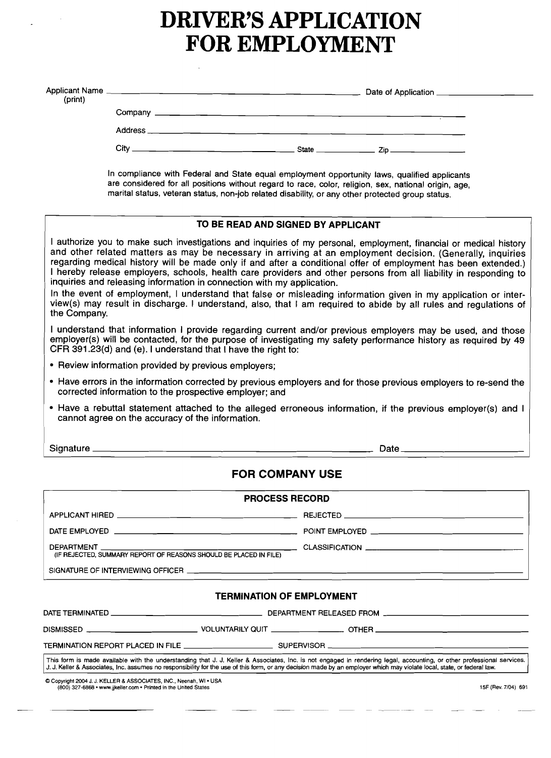# DRIVER'S APPLICATION FOR EMPLOYMENT

Applicant Name (print) ______________________________ Date of Application ______________

Company ______________________________

Address ______________________________

City ______________ State ______________ Zip ______________

In compliance with Federal and State equal employment opportunity laws, qualified applicants are considered for all positions without regard to race, color, religion, sex, national origin, age, marital status, veteran status, non-job related disability, or any other protected group status.

### TO BE READ AND SIGNED BY APPLICANT

I authorize you to make such investigations and inquiries of my personal, employment, financial or medical history and other related matters as may be necessary in arriving at an employment decision. (Generally, inquiries regarding medical history will be made only if and after a conditional offer of employment has been extended.) I hereby release employers, schools, health care providers and other persons from all liability in responding to inquiries and releasing information in connection with my application.

In the event of employment, I understand that false or misleading information given in my application or interview(s) may result in discharge. I understand, also, that I am required to abide by all rules and regulations of the Company.

I understand that information I provide regarding current and/or previous employers may be used, and those employer(s) will be contacted, for the purpose of investigating my safety performance history as required by 49 CFR 391.23(d) and (e). I understand that I have the right to:

- Review information provided by previous employers;
- Have errors in the information corrected by previous employers and for those previous employers to re-send the corrected information to the prospective employer; and
- Have a rebuttal statement attached to the alleged erroneous information, if the previous employer(s) and I cannot agree on the accuracy of the information.

Signature ______________________________ Date ______________

## FOR COMPANY USE

### PROCESS RECORD

APPLICANT HIRED ______________ REJECTED ______________

DATE EMPLOYED ______________ POINT EMPLOYED ______________

DEPARTMENT ______________ CLASSIFICATION ______________
(IF REJECTED, SUMMARY REPORT OF REASONS SHOULD BE PLACED IN FILE)

SIGNATURE OF INTERVIEWING OFFICER ______________________________

### TERMINATION OF EMPLOYMENT

DATE TERMINATED ______________ DEPARTMENT RELEASED FROM ______________

DISMISSED ______________ VOLUNTARILY QUIT ______________ OTHER ______________

TERMINATION REPORT PLACED IN FILE ______________ SUPERVISOR ______________

This form is made available with the understanding that J. J. Keller & Associates, Inc. is not engaged in rendering legal, accounting, or other professional services. J. J. Keller & Associates, Inc. assumes no responsibility for the use of this form, or any decision made by an employer which may violate local, state, or federal law.

© Copyright 2004 J. J. KELLER & ASSOCIATES, INC., Neenah, WI • USA
(800) 327-6868 • www.jjkeller.com • Printed in the United States

15F (Rev. 7/04) 691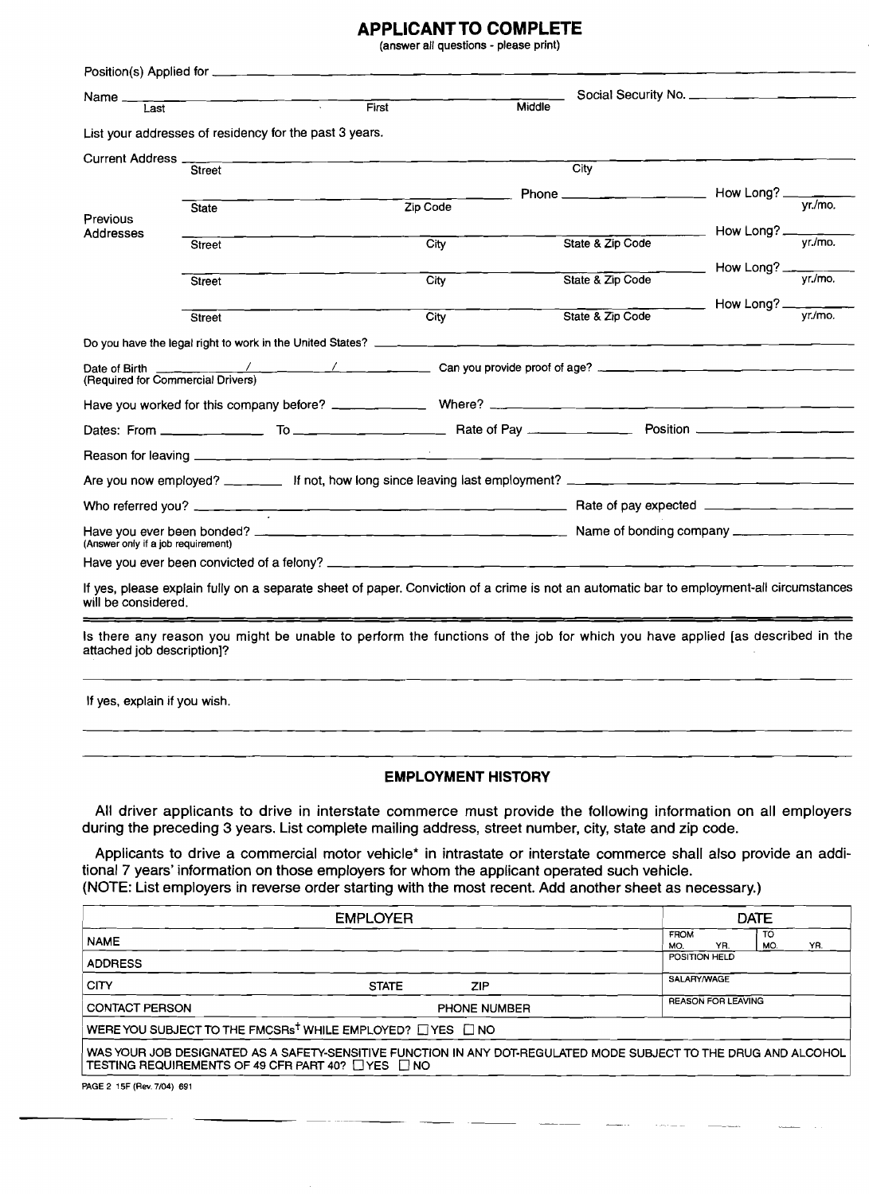## APPLICANT TO COMPLETE

(answer all questions - please print)

Position(s) Applied for ______________________________

Name ______________ ______________ ______________ Social Security No. ______________
Last First Middle

List your addresses of residency for the past 3 years.

Current Address ______________________________ ______________
Street City

______________ ______________ Phone ______________ How Long? ______ yr./mo.
State Zip Code

Previous Addresses

______________ ______________ ______________ How Long? ______ yr./mo.
Street City State & Zip Code

______________ ______________ ______________ How Long? ______ yr./mo.
Street City State & Zip Code

______________ ______________ ______________ How Long? ______ yr./mo.
Street City State & Zip Code

Do you have the legal right to work in the United States? ______________________________

Date of Birth ______ / ______ / ______ Can you provide proof of age? ______________
(Required for Commercial Drivers)

Have you worked for this company before? ______________ Where? ______________

Dates: From ______________ To ______________ Rate of Pay ______________ Position ______________

Reason for leaving ______________________________

Are you now employed? ______________ If not, how long since leaving last employment? ______________

Who referred you? ______________ Rate of pay expected ______________

Have you ever been bonded? ______________ Name of bonding company ______________
(Answer only if a job requirement)

Have you ever been convicted of a felony? ______________________________

If yes, please explain fully on a separate sheet of paper. Conviction of a crime is not an automatic bar to employment-all circumstances will be considered.

---

Is there any reason you might be unable to perform the functions of the job for which you have applied [as described in the attached job description]?

______________________________

If yes, explain if you wish.

______________________________

______________________________

### EMPLOYMENT HISTORY

All driver applicants to drive in interstate commerce must provide the following information on all employers during the preceding 3 years. List complete mailing address, street number, city, state and zip code.

Applicants to drive a commercial motor vehicle* in intrastate or interstate commerce shall also provide an additional 7 years' information on those employers for whom the applicant operated such vehicle.
(NOTE: List employers in reverse order starting with the most recent. Add another sheet as necessary.)

| EMPLOYER | | | DATE | |
|---|---|---|---|---|
| NAME | | | FROM MO. YR. | TO MO. YR. |
| ADDRESS | | | POSITION HELD | |
| CITY | STATE | ZIP | SALARY/WAGE | |
| CONTACT PERSON | PHONE NUMBER | | REASON FOR LEAVING | |
| WERE YOU SUBJECT TO THE FMCSRs[†] WHILE EMPLOYED? ☐ YES ☐ NO | | | | |
| WAS YOUR JOB DESIGNATED AS A SAFETY-SENSITIVE FUNCTION IN ANY DOT-REGULATED MODE SUBJECT TO THE DRUG AND ALCOHOL TESTING REQUIREMENTS OF 49 CFR PART 40? ☐ YES ☐ NO | | | | |

PAGE 2 15F (Rev. 7/04) 691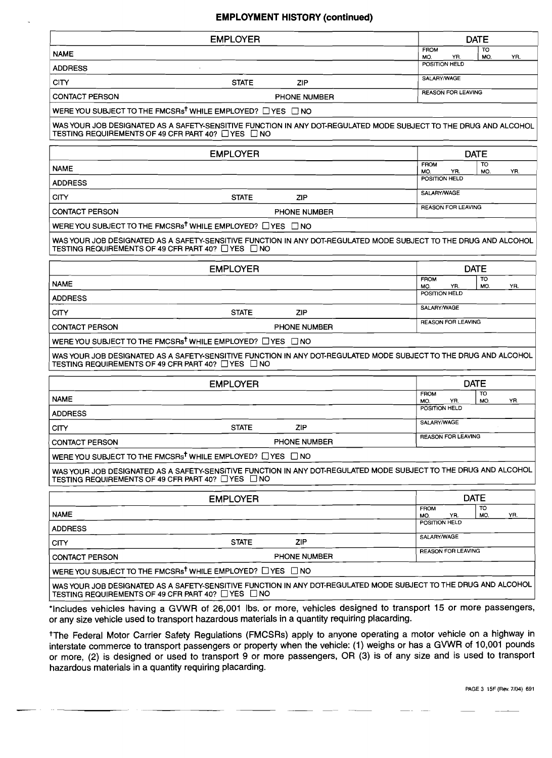## EMPLOYMENT HISTORY (continued)

| EMPLOYER | | | DATE |
|---|---|---|---|
| NAME | | | FROM MO. YR. / TO MO. YR. |
| ADDRESS | | | POSITION HELD |
| CITY | STATE | ZIP | SALARY/WAGE |
| CONTACT PERSON | | PHONE NUMBER | REASON FOR LEAVING |
| WERE YOU SUBJECT TO THE FMCSRs† WHILE EMPLOYED? ☐ YES ☐ NO | | | |
| WAS YOUR JOB DESIGNATED AS A SAFETY-SENSITIVE FUNCTION IN ANY DOT-REGULATED MODE SUBJECT TO THE DRUG AND ALCOHOL TESTING REQUIREMENTS OF 49 CFR PART 40? ☐ YES ☐ NO | | | |

| EMPLOYER | | | DATE |
|---|---|---|---|
| NAME | | | FROM MO. YR. / TO MO. YR. |
| ADDRESS | | | POSITION HELD |
| CITY | STATE | ZIP | SALARY/WAGE |
| CONTACT PERSON | | PHONE NUMBER | REASON FOR LEAVING |
| WERE YOU SUBJECT TO THE FMCSRs† WHILE EMPLOYED? ☐ YES ☐ NO | | | |
| WAS YOUR JOB DESIGNATED AS A SAFETY-SENSITIVE FUNCTION IN ANY DOT-REGULATED MODE SUBJECT TO THE DRUG AND ALCOHOL TESTING REQUIREMENTS OF 49 CFR PART 40? ☐ YES ☐ NO | | | |

| EMPLOYER | | | DATE |
|---|---|---|---|
| NAME | | | FROM MO. YR. / TO MO. YR. |
| ADDRESS | | | POSITION HELD |
| CITY | STATE | ZIP | SALARY/WAGE |
| CONTACT PERSON | | PHONE NUMBER | REASON FOR LEAVING |
| WERE YOU SUBJECT TO THE FMCSRs† WHILE EMPLOYED? ☐ YES ☐ NO | | | |
| WAS YOUR JOB DESIGNATED AS A SAFETY-SENSITIVE FUNCTION IN ANY DOT-REGULATED MODE SUBJECT TO THE DRUG AND ALCOHOL TESTING REQUIREMENTS OF 49 CFR PART 40? ☐ YES ☐ NO | | | |

| EMPLOYER | | | DATE |
|---|---|---|---|
| NAME | | | FROM MO. YR. / TO MO. YR. |
| ADDRESS | | | POSITION HELD |
| CITY | STATE | ZIP | SALARY/WAGE |
| CONTACT PERSON | | PHONE NUMBER | REASON FOR LEAVING |
| WERE YOU SUBJECT TO THE FMCSRs† WHILE EMPLOYED? ☐ YES ☐ NO | | | |
| WAS YOUR JOB DESIGNATED AS A SAFETY-SENSITIVE FUNCTION IN ANY DOT-REGULATED MODE SUBJECT TO THE DRUG AND ALCOHOL TESTING REQUIREMENTS OF 49 CFR PART 40? ☐ YES ☐ NO | | | |

| EMPLOYER | | | DATE |
|---|---|---|---|
| NAME | | | FROM MO. YR. / TO MO. YR. |
| ADDRESS | | | POSITION HELD |
| CITY | STATE | ZIP | SALARY/WAGE |
| CONTACT PERSON | | PHONE NUMBER | REASON FOR LEAVING |
| WERE YOU SUBJECT TO THE FMCSRs† WHILE EMPLOYED? ☐ YES ☐ NO | | | |
| WAS YOUR JOB DESIGNATED AS A SAFETY-SENSITIVE FUNCTION IN ANY DOT-REGULATED MODE SUBJECT TO THE DRUG AND ALCOHOL TESTING REQUIREMENTS OF 49 CFR PART 40? ☐ YES ☐ NO | | | |

*Includes vehicles having a GVWR of 26,001 lbs. or more, vehicles designed to transport 15 or more passengers, or any size vehicle used to transport hazardous materials in a quantity requiring placarding.

†The Federal Motor Carrier Safety Regulations (FMCSRs) apply to anyone operating a motor vehicle on a highway in interstate commerce to transport passengers or property when the vehicle: (1) weighs or has a GVWR of 10,001 pounds or more, (2) is designed or used to transport 9 or more passengers, OR (3) is of any size and is used to transport hazardous materials in a quantity requiring placarding.

PAGE 3 15F (Rev. 7/04) 691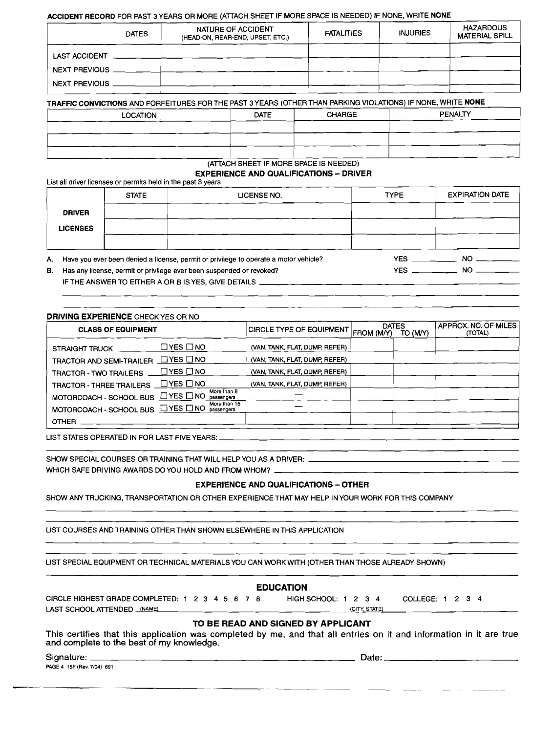**ACCIDENT RECORD** FOR PAST 3 YEARS OR MORE (ATTACH SHEET IF MORE SPACE IS NEEDED) IF NONE, WRITE **NONE**

| | DATES | NATURE OF ACCIDENT (HEAD-ON, REAR-END, UPSET, ETC.) | FATALITIES | INJURIES | HAZARDOUS MATERIAL SPILL |
|---|---|---|---|---|---|
| LAST ACCIDENT | | | | | |
| NEXT PREVIOUS | | | | | |
| NEXT PREVIOUS | | | | | |

**TRAFFIC CONVICTIONS** AND FORFEITURES FOR THE PAST 3 YEARS (OTHER THAN PARKING VIOLATIONS) IF NONE, WRITE **NONE**

| LOCATION | DATE | CHARGE | PENALTY |
|---|---|---|---|
| | | | |
| | | | |
| | | | |

(ATTACH SHEET IF MORE SPACE IS NEEDED)

## EXPERIENCE AND QUALIFICATIONS – DRIVER

List all driver licenses or permits held in the past 3 years

| | STATE | LICENSE NO. | TYPE | EXPIRATION DATE |
|---|---|---|---|---|
| **DRIVER LICENSES** | | | | |
| | | | | |
| | | | | |

A. Have you ever been denied a license, permit or privilege to operate a motor vehicle? YES ________ NO ________

B. Has any license, permit or privilege ever been suspended or revoked? YES ________ NO ________

IF THE ANSWER TO EITHER A OR B IS YES, GIVE DETAILS ________________________________

**DRIVING EXPERIENCE** CHECK YES OR NO

| CLASS OF EQUIPMENT | CIRCLE TYPE OF EQUIPMENT | DATES FROM (M/Y) | TO (M/Y) | APPROX. NO. OF MILES (TOTAL) |
|---|---|---|---|---|
| STRAIGHT TRUCK ☐ YES ☐ NO | (VAN, TANK, FLAT, DUMP, REFER) | | | |
| TRACTOR AND SEMI-TRAILER ☐ YES ☐ NO | (VAN, TANK, FLAT, DUMP, REFER) | | | |
| TRACTOR - TWO TRAILERS ☐ YES ☐ NO | (VAN, TANK, FLAT, DUMP, REFER) | | | |
| TRACTOR - THREE TRAILERS ☐ YES ☐ NO | (VAN, TANK, FLAT, DUMP, REFER) | | | |
| MOTORCOACH - SCHOOL BUS ☐ YES ☐ NO More than 8 passengers | — | | | |
| MOTORCOACH - SCHOOL BUS ☐ YES ☐ NO More than 15 passengers | — | | | |
| OTHER | | | | |

LIST STATES OPERATED IN FOR LAST FIVE YEARS: ________________________________

SHOW SPECIAL COURSES OR TRAINING THAT WILL HELP YOU AS A DRIVER: ________________________________

WHICH SAFE DRIVING AWARDS DO YOU HOLD AND FROM WHOM? ________________________________

## EXPERIENCE AND QUALIFICATIONS – OTHER

SHOW ANY TRUCKING, TRANSPORTATION OR OTHER EXPERIENCE THAT MAY HELP IN YOUR WORK FOR THIS COMPANY

________________________________

LIST COURSES AND TRAINING OTHER THAN SHOWN ELSEWHERE IN THIS APPLICATION

________________________________

LIST SPECIAL EQUIPMENT OR TECHNICAL MATERIALS YOU CAN WORK WITH (OTHER THAN THOSE ALREADY SHOWN)

________________________________

## EDUCATION

CIRCLE HIGHEST GRADE COMPLETED: 1 2 3 4 5 6 7 8 HIGH SCHOOL: 1 2 3 4 COLLEGE: 1 2 3 4

LAST SCHOOL ATTENDED (NAME) ________________ (CITY, STATE) ________________

## TO BE READ AND SIGNED BY APPLICANT

This certifies that this application was completed by me, and that all entries on it and information in it are true and complete to the best of my knowledge.

Signature: ________________________________ Date: ________________

PAGE 4 15F (Rev. 7/04) 691